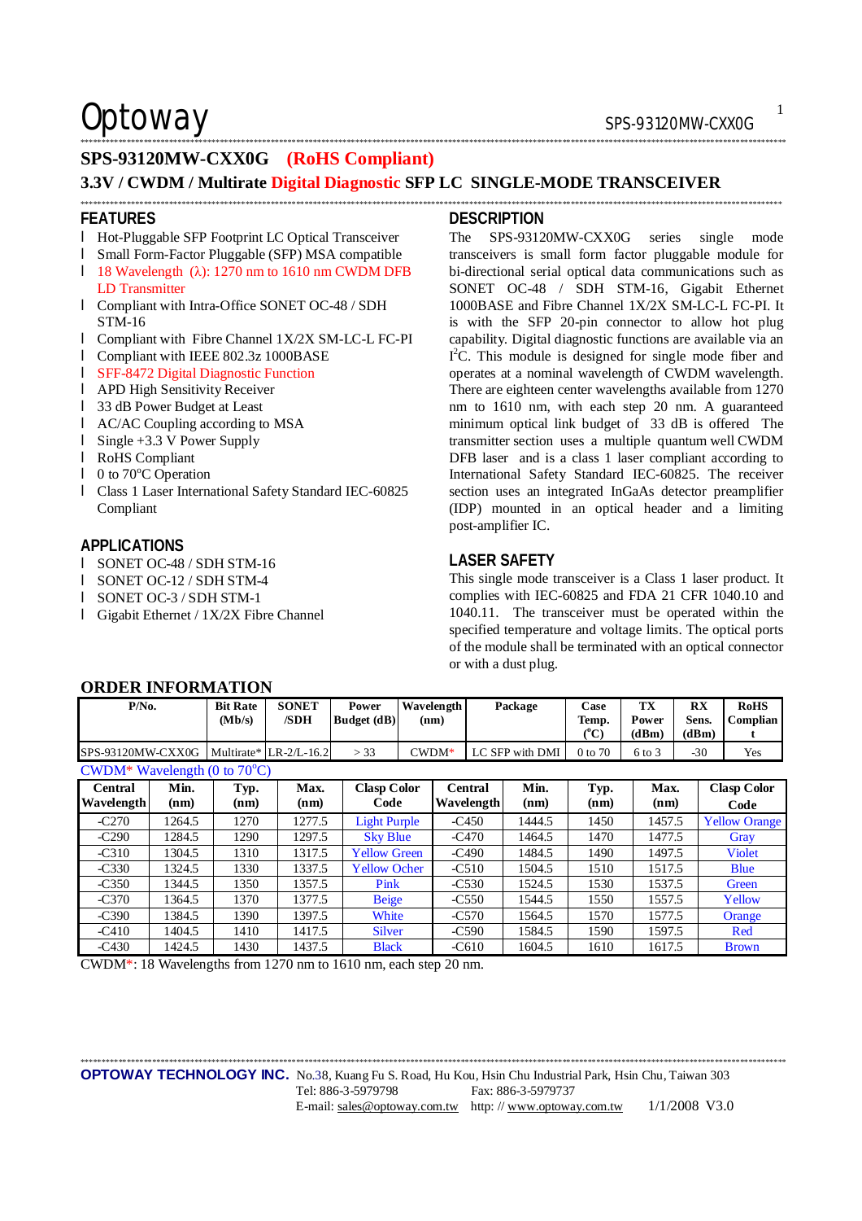# SPS-93120MW-CXX0G (RoHS Compliant)

## 3.3V / CWDM / Multirate Digital Diagnostic SFP LC SINGLE-MODE TRANSCEIVER

## FEATURES

- Hot-Pluggable SFP Footprint LC Optical Transceiver
- Small Form-Factor Pluggable (SFP) MSA compatible
- 18 Wavelength (λ): 1270 nm to 1610 nm CWDM DFB LD Transmitter
- Compliant with Intra-Office SONET OC-48 / SDH STM-16
- Compliant with Fibre Channel 1X/2X SM-LC-L FC-PI
- Compliant with IEEE 802.3z 1000BASE
- SFF-8472 Digital Diagnostic Function
- APD High Sensitivity Receiver
- 33 dB Power Budget at Least
- AC/AC Coupling according to MSA
- Single +3.3 V Power Supply
- RoHS Compliant
- 0 to 70°C Operation
- Class 1 Laser International Safety Standard IEC-60825 Compliant

## APPLICATIONS

- SONET OC-48 / SDH STM-16
- SONET OC-12 / SDH STM-4
- SONET OC-3 / SDH STM-1
- Gigabit Ethernet / 1X/2X Fibre Channel

## DESCRIPTION

The SPS-93120MW-CXX0G series single mode transceivers is small form factor pluggable module for bi-directional serial optical data communications such as SONET OC-48 / SDH STM-16, Gigabit Ethernet 1000BASE and Fibre Channel 1X/2X SM-LC-L FC-PI. It is with the SFP 20-pin connector to allow hot plug capability. Digital diagnostic functions are available via an I[2]C. This module is designed for single mode fiber and operates at a nominal wavelength of CWDM wavelength. There are eighteen center wavelengths available from 1270 nm to 1610 nm, with each step 20 nm. A guaranteed minimum optical link budget of 33 dB is offered The transmitter section uses a multiple quantum well CWDM DFB laser and is a class 1 laser compliant according to International Safety Standard IEC-60825. The receiver section uses an integrated InGaAs detector preamplifier (IDP) mounted in an optical header and a limiting post-amplifier IC.

## LASER SAFETY

This single mode transceiver is a Class 1 laser product. It complies with IEC-60825 and FDA 21 CFR 1040.10 and 1040.11. The transceiver must be operated within the specified temperature and voltage limits. The optical ports of the module shall be terminated with an optical connector or with a dust plug.

## ORDER INFORMATION

| P/No. | Bit Rate (Mb/s) | SONET /SDH | Power Budget (dB) | Wavelength (nm) | Package | Case Temp. (°C) | TX Power (dBm) | RX Sens. (dBm) | RoHS Compliant |
|---|---|---|---|---|---|---|---|---|---|
| SPS-93120MW-CXX0G | Multirate* | LR-2/L-16.2 | > 33 | CWDM* | LC SFP with DMI | 0 to 70 | 6 to 3 | -30 | Yes |

CWDM* Wavelength (0 to 70°C)

| Central Wavelength | Min. (nm) | Typ. (nm) | Max. (nm) | Clasp Color Code | Central Wavelength | Min. (nm) | Typ. (nm) | Max. (nm) | Clasp Color Code |
|---|---|---|---|---|---|---|---|---|---|
| -C270 | 1264.5 | 1270 | 1277.5 | Light Purple | -C450 | 1444.5 | 1450 | 1457.5 | Yellow Orange |
| -C290 | 1284.5 | 1290 | 1297.5 | Sky Blue | -C470 | 1464.5 | 1470 | 1477.5 | Gray |
| -C310 | 1304.5 | 1310 | 1317.5 | Yellow Green | -C490 | 1484.5 | 1490 | 1497.5 | Violet |
| -C330 | 1324.5 | 1330 | 1337.5 | Yellow Ocher | -C510 | 1504.5 | 1510 | 1517.5 | Blue |
| -C350 | 1344.5 | 1350 | 1357.5 | Pink | -C530 | 1524.5 | 1530 | 1537.5 | Green |
| -C370 | 1364.5 | 1370 | 1377.5 | Beige | -C550 | 1544.5 | 1550 | 1557.5 | Yellow |
| -C390 | 1384.5 | 1390 | 1397.5 | White | -C570 | 1564.5 | 1570 | 1577.5 | Orange |
| -C410 | 1404.5 | 1410 | 1417.5 | Silver | -C590 | 1584.5 | 1590 | 1597.5 | Red |
| -C430 | 1424.5 | 1430 | 1437.5 | Black | -C610 | 1604.5 | 1610 | 1617.5 | Brown |

CWDM*: 18 Wavelengths from 1270 nm to 1610 nm, each step 20 nm.

**OPTOWAY TECHNOLOGY INC.** No.38, Kuang Fu S. Road, Hu Kou, Hsin Chu Industrial Park, Hsin Chu, Taiwan 303
Tel: 886-3-5979798 Fax: 886-3-5979737
E-mail: sales@optoway.com.tw http: // www.optoway.com.tw 1/1/2008 V3.0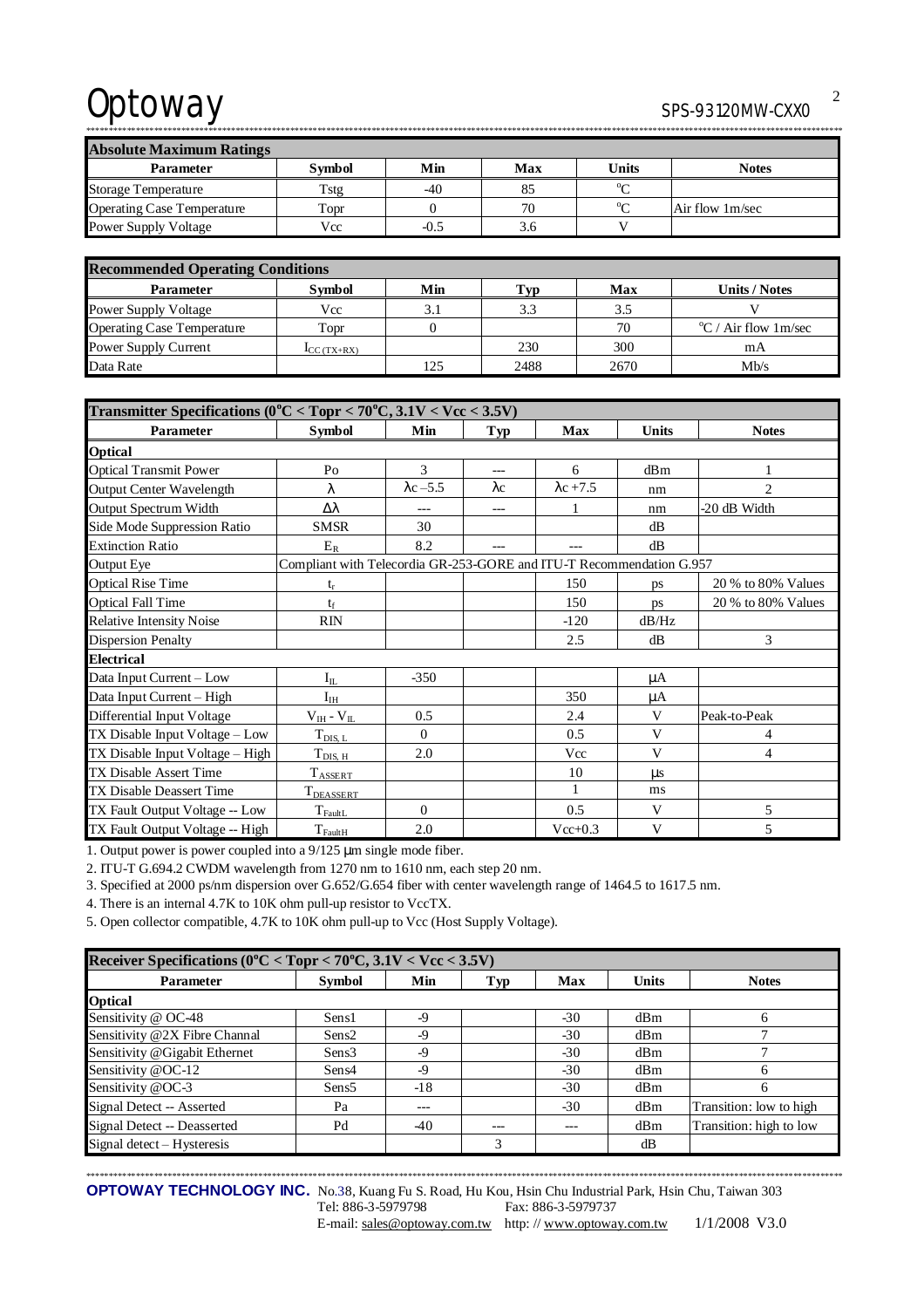| Absolute Maximum Ratings | | | | | |
|---|---|---|---|---|---|
| **Parameter** | **Symbol** | **Min** | **Max** | **Units** | **Notes** |
| Storage Temperature | Tstg | -40 | 85 | °C | |
| Operating Case Temperature | Topr | 0 | 70 | °C | Air flow 1m/sec |
| Power Supply Voltage | Vcc | -0.5 | 3.6 | V | |

| Recommended Operating Conditions | | | | | |
|---|---|---|---|---|---|
| **Parameter** | **Symbol** | **Min** | **Typ** | **Max** | **Units / Notes** |
| Power Supply Voltage | Vcc | 3.1 | 3.3 | 3.5 | V |
| Operating Case Temperature | Topr | 0 | | 70 | °C / Air flow 1m/sec |
| Power Supply Current | $I_{CC\,(TX+RX)}$ | | 230 | 300 | mA |
| Data Rate | | 125 | 2488 | 2670 | Mb/s |

| Transmitter Specifications (0°C < Topr < 70°C, 3.1V < Vcc < 3.5V) | | | | | | |
|---|---|---|---|---|---|---|
| **Parameter** | **Symbol** | **Min** | **Typ** | **Max** | **Units** | **Notes** |
| **Optical** | | | | | | |
| Optical Transmit Power | Po | 3 | --- | 6 | dBm | 1 |
| Output Center Wavelength | λ | λc –5.5 | λc | λc +7.5 | nm | 2 |
| Output Spectrum Width | Δλ | --- | --- | 1 | nm | -20 dB Width |
| Side Mode Suppression Ratio | SMSR | 30 | | | dB | |
| Extinction Ratio | $E_R$ | 8.2 | --- | --- | dB | |
| Output Eye | Compliant with Telecordia GR-253-GORE and ITU-T Recommendation G.957 | | | | | |
| Optical Rise Time | $t_r$ | | | 150 | ps | 20 % to 80% Values |
| Optical Fall Time | $t_f$ | | | 150 | ps | 20 % to 80% Values |
| Relative Intensity Noise | RIN | | | -120 | dB/Hz | |
| Dispersion Penalty | | | | 2.5 | dB | 3 |
| **Electrical** | | | | | | |
| Data Input Current – Low | $I_{IL}$ | -350 | | | μA | |
| Data Input Current – High | $I_{IH}$ | | | 350 | μA | |
| Differential Input Voltage | $V_{IH}$ - $V_{IL}$ | 0.5 | | 2.4 | V | Peak-to-Peak |
| TX Disable Input Voltage – Low | $T_{DIS,\,L}$ | 0 | | 0.5 | V | 4 |
| TX Disable Input Voltage – High | $T_{DIS,\,H}$ | 2.0 | | Vcc | V | 4 |
| TX Disable Assert Time | $T_{ASSERT}$ | | | 10 | μs | |
| TX Disable Deassert Time | $T_{DEASSERT}$ | | | 1 | ms | |
| TX Fault Output Voltage -- Low | $T_{FaultL}$ | 0 | | 0.5 | V | 5 |
| TX Fault Output Voltage -- High | $T_{FaultH}$ | 2.0 | | Vcc+0.3 | V | 5 |

1. Output power is power coupled into a 9/125 μm single mode fiber.
2. ITU-T G.694.2 CWDM wavelength from 1270 nm to 1610 nm, each step 20 nm.
3. Specified at 2000 ps/nm dispersion over G.652/G.654 fiber with center wavelength range of 1464.5 to 1617.5 nm.
4. There is an internal 4.7K to 10K ohm pull-up resistor to VccTX.
5. Open collector compatible, 4.7K to 10K ohm pull-up to Vcc (Host Supply Voltage).

| Receiver Specifications (0°C < Topr < 70°C, 3.1V < Vcc < 3.5V) | | | | | | |
|---|---|---|---|---|---|---|
| **Parameter** | **Symbol** | **Min** | **Typ** | **Max** | **Units** | **Notes** |
| **Optical** | | | | | | |
| Sensitivity @ OC-48 | Sens1 | -9 | | -30 | dBm | 6 |
| Sensitivity @2X Fibre Channal | Sens2 | -9 | | -30 | dBm | 7 |
| Sensitivity @Gigabit Ethernet | Sens3 | -9 | | -30 | dBm | 7 |
| Sensitivity @OC-12 | Sens4 | -9 | | -30 | dBm | 6 |
| Sensitivity @OC-3 | Sens5 | -18 | | -30 | dBm | 6 |
| Signal Detect -- Asserted | Pa | --- | | -30 | dBm | Transition: low to high |
| Signal Detect -- Deasserted | Pd | -40 | --- | --- | dBm | Transition: high to low |
| Signal detect – Hysteresis | | | 3 | | dB | |

**OPTOWAY TECHNOLOGY INC.** No.38, Kuang Fu S. Road, Hu Kou, Hsin Chu Industrial Park, Hsin Chu, Taiwan 303
Tel: 886-3-5979798 Fax: 886-3-5979737
E-mail: sales@optoway.com.tw http: // www.optoway.com.tw 1/1/2008 V3.0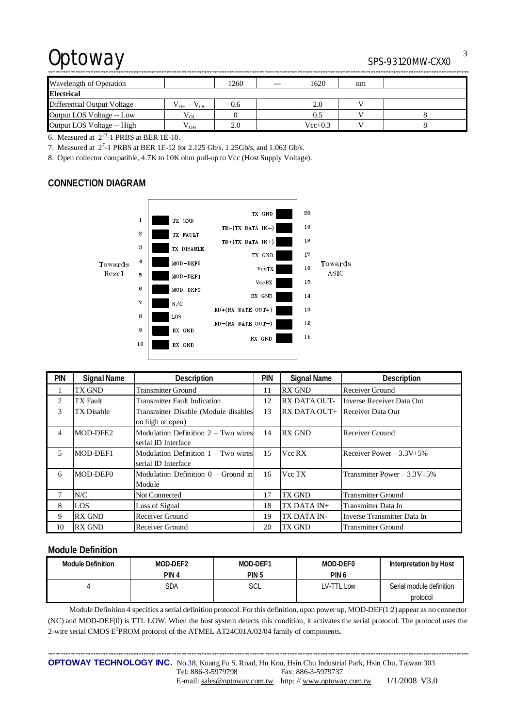| Wavelength of Operation | | 1260 | --- | 1620 | nm | |
|---|---|---|---|---|---|---|
| **Electrical** | | | | | | |
| Differential Output Voltage | $V_{OH} - V_{OL}$ | 0.6 | | 2.0 | V | |
| Output LOS Voltage -- Low | $V_{OL}$ | 0 | | 0.5 | V | 8 |
| Output LOS Voltage -- High | $V_{OH}$ | 2.0 | | Vcc+0.3 | V | 8 |

6. Measured at $2^{23}$-1 PRBS at BER 1E-10.

7. Measured at $2^{7}$-1 PRBS at BER 1E-12 for 2.125 Gb/s, 1.25Gb/s, and 1.063 Gb/s.

8. Open collector compatible, 4.7K to 10K ohm pull-up to Vcc (Host Supply Voltage).

## CONNECTION DIAGRAM

Towards Bezel

| Pin | Signal | Signal | Pin |
|---|---|---|---|
| 1 | TX GND | TX GND | 20 |
| 2 | TX FAULT | TD-(TX DATA IN-) | 19 |
| 3 | TX DISABLE | TD+(TX DATA IN+) | 18 |
| 4 | MOD-DEF2 | TX GND | 17 |
| 5 | MOD-DEF1 | VccTX | 16 |
| 6 | MOD-DEF0 | VccRX | 15 |
| 7 | N/C | RX GND | 14 |
| 8 | LOS | RD+(RX DATE OUT+) | 13 |
| 9 | RX GND | RD-(RX DATE OUT-) | 12 |
| 10 | RX GND | RX GND | 11 |

Towards ASIC

| PIN | Signal Name | Description | PIN | Signal Name | Description |
|---|---|---|---|---|---|
| 1 | TX GND | Transmitter Ground | 11 | RX GND | Receiver Ground |
| 2 | TX Fault | Transmitter Fault Indication | 12 | RX DATA OUT- | Inverse Receiver Data Out |
| 3 | TX Disable | Transmitter Disable (Module disables on high or open) | 13 | RX DATA OUT+ | Receiver Data Out |
| 4 | MOD-DFE2 | Modulation Definition 2 – Two wires serial ID Interface | 14 | RX GND | Receiver Ground |
| 5 | MOD-DEF1 | Modulation Definition 1 – Two wires serial ID Interface | 15 | Vcc RX | Receiver Power – 3.3V±5% |
| 6 | MOD-DEF0 | Modulation Definition 0 – Ground in Module | 16 | Vcc TX | Transmitter Power – 3.3V±5% |
| 7 | N/C | Not Connected | 17 | TX GND | Transmitter Ground |
| 8 | LOS | Loss of Signal | 18 | TX DATA IN+ | Transmitter Data In |
| 9 | RX GND | Receiver Ground | 19 | TX DATA IN- | Inverse Transmitter Data In |
| 10 | RX GND | Receiver Ground | 20 | TX GND | Transmitter Ground |

## Module Definition

| Module Definition | MOD-DEF2 PIN 4 | MOD-DEF1 PIN 5 | MOD-DEF0 PIN 6 | Interpretation by Host |
|---|---|---|---|---|
| 4 | SDA | SCL | LV-TTL Low | Serial module definition protocol |

Module Definition 4 specifies a serial definition protocol. For this definition, upon power up, MOD-DEF(1:2) appear as no connector (NC) and MOD-DEF(0) is TTL LOW. When the host system detects this condition, it activates the serial protocol. The protocol uses the 2-wire serial CMOS $E^2$PROM protocol of the ATMEL AT24C01A/02/04 family of components.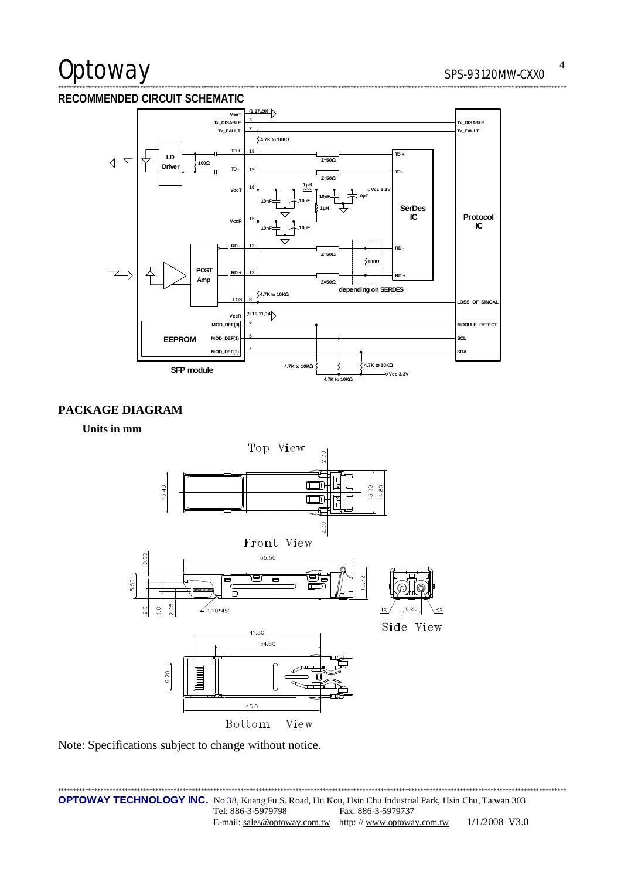## RECOMMENDED CIRCUIT SCHEMATIC

## PACKAGE DIAGRAM

**Units in mm**

Note: Specifications subject to change without notice.

**OPTOWAY TECHNOLOGY INC.** No.38, Kuang Fu S. Road, Hu Kou, Hsin Chu Industrial Park, Hsin Chu, Taiwan 303
Tel: 886-3-5979798 Fax: 886-3-5979737
E-mail: sales@optoway.com.tw http: // www.optoway.com.tw 1/1/2008 V3.0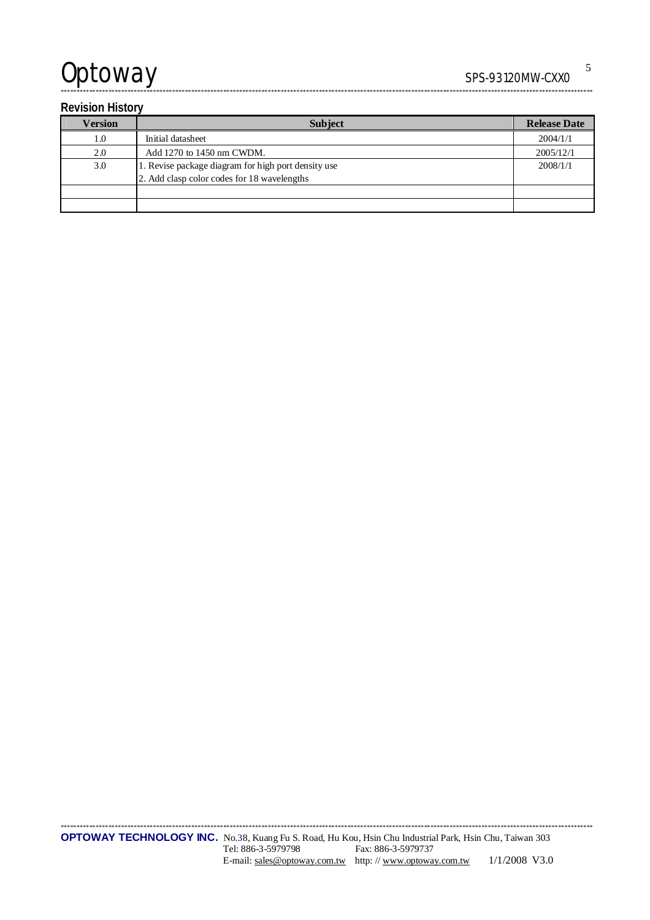## Revision History

| Version | Subject | Release Date |
|---|---|---|
| 1.0 | Initial datasheet | 2004/1/1 |
| 2.0 | Add 1270 to 1450 nm CWDM. | 2005/12/1 |
| 3.0 | 1. Revise package diagram for high port density use<br>2. Add clasp color codes for 18 wavelengths | 2008/1/1 |
| | | |
| | | |